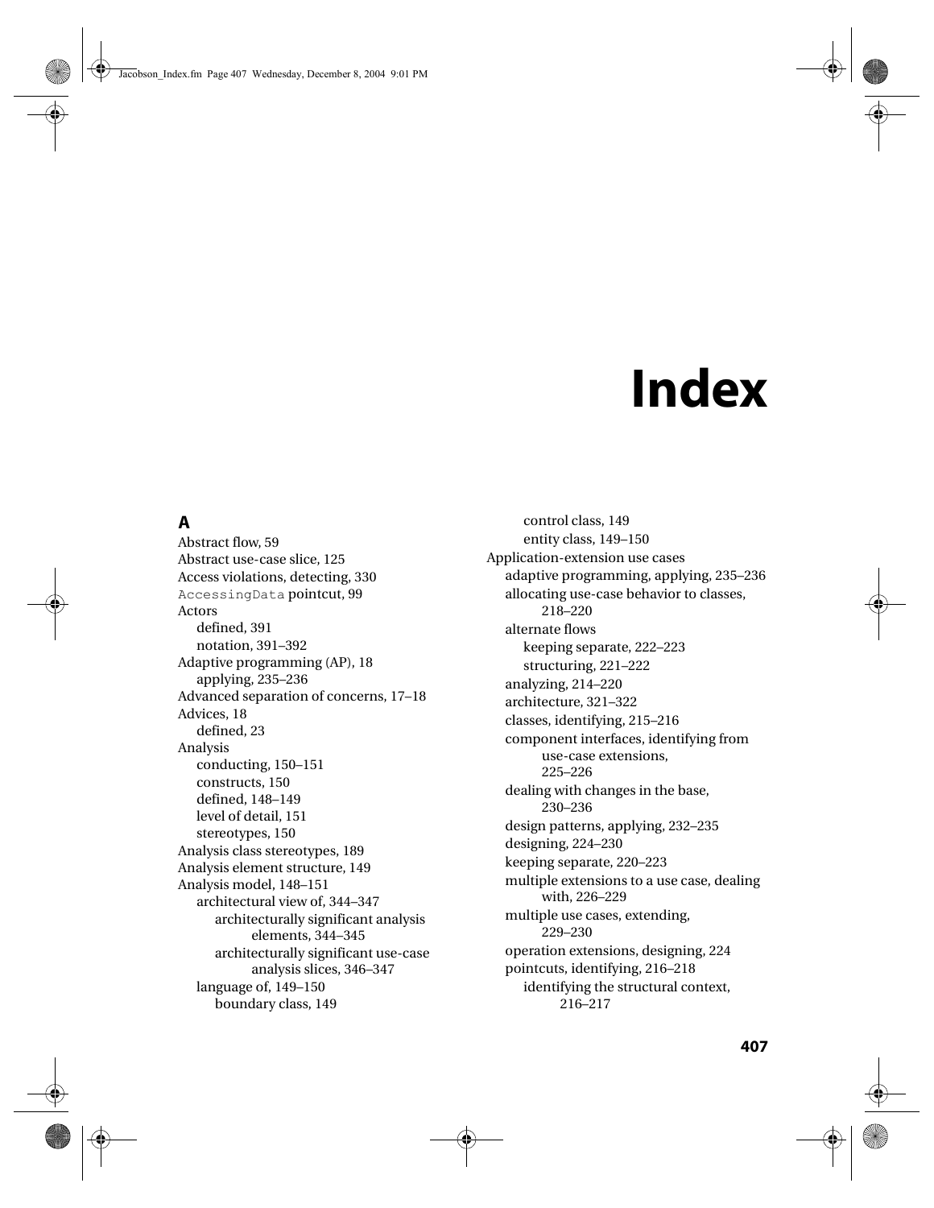# Index

## A

Abstract flow, 59
Abstract use-case slice, 125
Access violations, detecting, 330
`AccessingData` pointcut, 99
Actors
  defined, 391
  notation, 391–392
Adaptive programming (AP), 18
  applying, 235–236
Advanced separation of concerns, 17–18
Advices, 18
  defined, 23
Analysis
  conducting, 150–151
  constructs, 150
  defined, 148–149
  level of detail, 151
  stereotypes, 150
Analysis class stereotypes, 189
Analysis element structure, 149
Analysis model, 148–151
  architectural view of, 344–347
    architecturally significant analysis elements, 344–345
    architecturally significant use-case analysis slices, 346–347
  language of, 149–150
    boundary class, 149
    control class, 149
    entity class, 149–150
Application-extension use cases
  adaptive programming, applying, 235–236
  allocating use-case behavior to classes, 218–220
  alternate flows
    keeping separate, 222–223
    structuring, 221–222
  analyzing, 214–220
  architecture, 321–322
  classes, identifying, 215–216
  component interfaces, identifying from use-case extensions, 225–226
  dealing with changes in the base, 230–236
  design patterns, applying, 232–235
  designing, 224–230
  keeping separate, 220–223
  multiple extensions to a use case, dealing with, 226–229
  multiple use cases, extending, 229–230
  operation extensions, designing, 224
  pointcuts, identifying, 216–218
    identifying the structural context, 216–217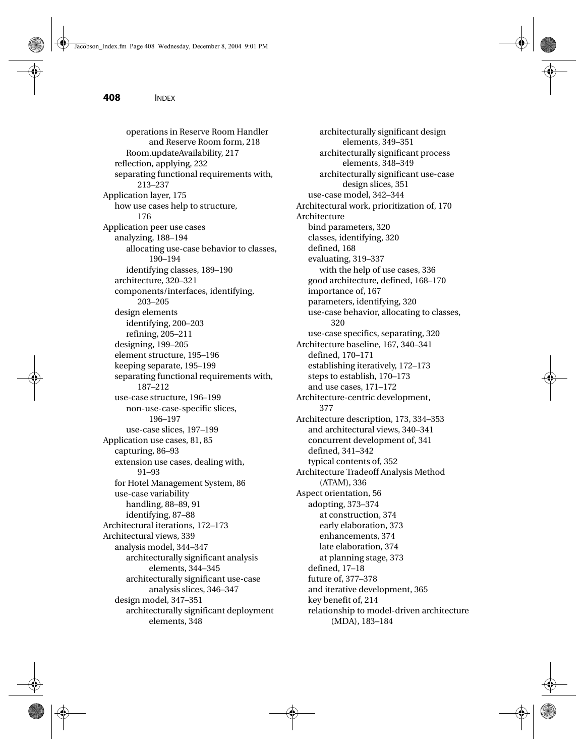operations in Reserve Room Handler and Reserve Room form, 218
Room.updateAvailability, 217
reflection, applying, 232
separating functional requirements with, 213–237

Application layer, 175
how use cases help to structure, 176

Application peer use cases
analyzing, 188–194
allocating use-case behavior to classes, 190–194
identifying classes, 189–190
architecture, 320–321
components/interfaces, identifying, 203–205
design elements
identifying, 200–203
refining, 205–211
designing, 199–205
element structure, 195–196
keeping separate, 195–199
separating functional requirements with, 187–212
use-case structure, 196–199
non-use-case-specific slices, 196–197
use-case slices, 197–199

Application use cases, 81, 85
capturing, 86–93
extension use cases, dealing with, 91–93
for Hotel Management System, 86
use-case variability
handling, 88–89, 91
identifying, 87–88

Architectural iterations, 172–173

Architectural views, 339
analysis model, 344–347
architecturally significant analysis elements, 344–345
architecturally significant use-case analysis slices, 346–347
design model, 347–351
architecturally significant deployment elements, 348
architecturally significant design elements, 349–351
architecturally significant process elements, 348–349
architecturally significant use-case design slices, 351
use-case model, 342–344

Architectural work, prioritization of, 170

Architecture
bind parameters, 320
classes, identifying, 320
defined, 168
evaluating, 319–337
with the help of use cases, 336
good architecture, defined, 168–170
importance of, 167
parameters, identifying, 320
use-case behavior, allocating to classes, 320
use-case specifics, separating, 320

Architecture baseline, 167, 340–341
defined, 170–171
establishing iteratively, 172–173
steps to establish, 170–173
and use cases, 171–172

Architecture-centric development, 377

Architecture description, 173, 334–353
and architectural views, 340–341
concurrent development of, 341
defined, 341–342
typical contents of, 352

Architecture Tradeoff Analysis Method (ATAM), 336

Aspect orientation, 56
adopting, 373–374
at construction, 374
early elaboration, 373
enhancements, 374
late elaboration, 374
at planning stage, 373
defined, 17–18
future of, 377–378
and iterative development, 365
key benefit of, 214
relationship to model-driven architecture (MDA), 183–184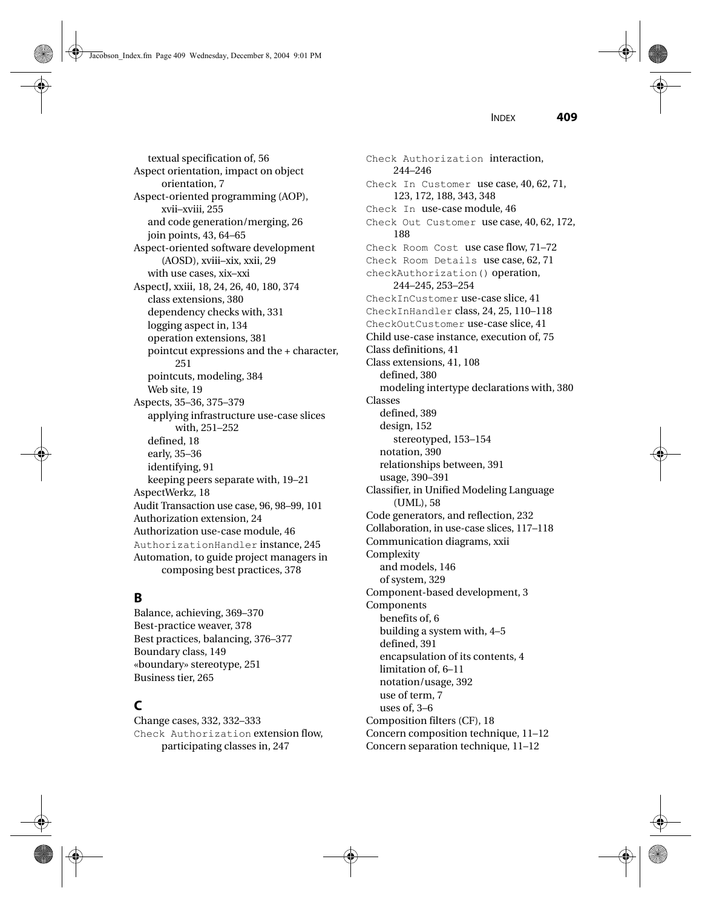textual specification of, 56
Aspect orientation, impact on object orientation, 7
Aspect-oriented programming (AOP), xvii–xviii, 255
    and code generation/merging, 26
    join points, 43, 64–65
Aspect-oriented software development (AOSD), xviii–xix, xxii, 29
    with use cases, xix–xxi
AspectJ, xxiii, 18, 24, 26, 40, 180, 374
    class extensions, 380
    dependency checks with, 331
    logging aspect in, 134
    operation extensions, 381
    pointcut expressions and the + character, 251
    pointcuts, modeling, 384
    Web site, 19
Aspects, 35–36, 375–379
    applying infrastructure use-case slices with, 251–252
    defined, 18
    early, 35–36
    identifying, 91
    keeping peers separate with, 19–21
AspectWerkz, 18
Audit Transaction use case, 96, 98–99, 101
Authorization extension, 24
Authorization use-case module, 46
`AuthorizationHandler` instance, 245
Automation, to guide project managers in composing best practices, 378

## B

Balance, achieving, 369–370
Best-practice weaver, 378
Best practices, balancing, 376–377
Boundary class, 149
«boundary» stereotype, 251
Business tier, 265

## C

Change cases, 332, 332–333
`Check Authorization` extension flow, participating classes in, 247
`Check Authorization` interaction, 244–246
`Check In Customer` use case, 40, 62, 71, 123, 172, 188, 343, 348
`Check In` use-case module, 46
`Check Out Customer` use case, 40, 62, 172, 188
`Check Room Cost` use case flow, 71–72
`Check Room Details` use case, 62, 71
`checkAuthorization()` operation, 244–245, 253–254
`CheckInCustomer` use-case slice, 41
`CheckInHandler` class, 24, 25, 110–118
`CheckOutCustomer` use-case slice, 41
Child use-case instance, execution of, 75
Class definitions, 41
Class extensions, 41, 108
    defined, 380
    modeling intertype declarations with, 380
Classes
    defined, 389
    design, 152
        stereotyped, 153–154
    notation, 390
    relationships between, 391
    usage, 390–391
Classifier, in Unified Modeling Language (UML), 58
Code generators, and reflection, 232
Collaboration, in use-case slices, 117–118
Communication diagrams, xxii
Complexity
    and models, 146
    of system, 329
Component-based development, 3
Components
    benefits of, 6
    building a system with, 4–5
    defined, 391
    encapsulation of its contents, 4
    limitation of, 6–11
    notation/usage, 392
    use of term, 7
    uses of, 3–6
Composition filters (CF), 18
Concern composition technique, 11–12
Concern separation technique, 11–12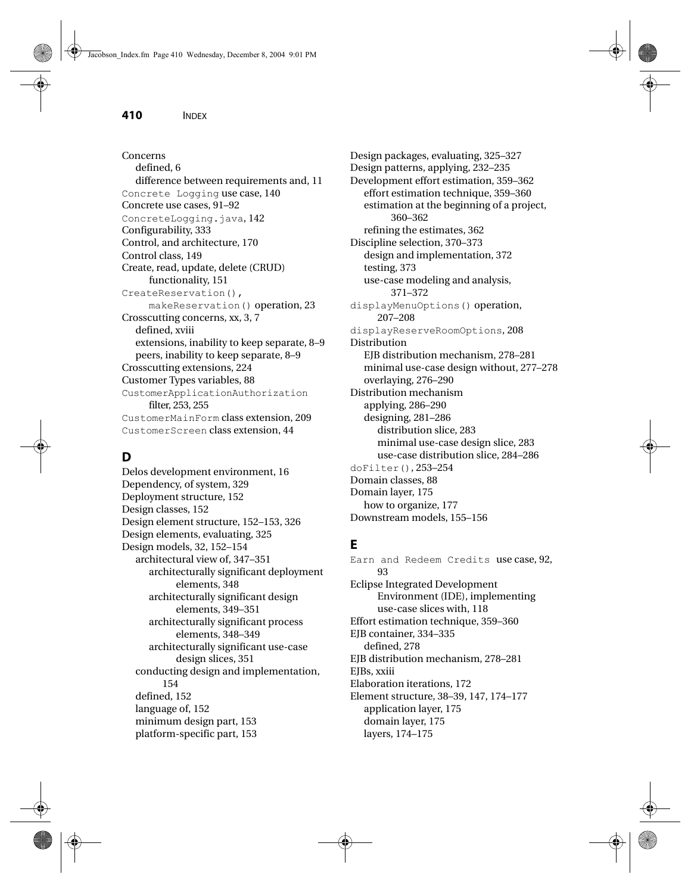Concerns
- defined, 6
- difference between requirements and, 11

`Concrete Logging` use case, 140
Concrete use cases, 91–92
`ConcreteLogging.java`, 142
Configurability, 333
Control, and architecture, 170
Control class, 149
Create, read, update, delete (CRUD) functionality, 151
`CreateReservation()`, `makeReservation()` operation, 23
Crosscutting concerns, xx, 3, 7
- defined, xviii
- extensions, inability to keep separate, 8–9
- peers, inability to keep separate, 8–9

Crosscutting extensions, 224
Customer Types variables, 88
`CustomerApplicationAuthorization` filter, 253, 255
`CustomerMainForm` class extension, 209
`CustomerScreen` class extension, 44

## D

Delos development environment, 16
Dependency, of system, 329
Deployment structure, 152
Design classes, 152
Design element structure, 152–153, 326
Design elements, evaluating, 325
Design models, 32, 152–154
- architectural view of, 347–351
  - architecturally significant deployment elements, 348
  - architecturally significant design elements, 349–351
  - architecturally significant process elements, 348–349
  - architecturally significant use-case design slices, 351
- conducting design and implementation, 154
- defined, 152
- language of, 152
- minimum design part, 153
- platform-specific part, 153

Design packages, evaluating, 325–327
Design patterns, applying, 232–235
Development effort estimation, 359–362
- effort estimation technique, 359–360
- estimation at the beginning of a project, 360–362
- refining the estimates, 362

Discipline selection, 370–373
- design and implementation, 372
- testing, 373
- use-case modeling and analysis, 371–372

`displayMenuOptions()` operation, 207–208
`displayReserveRoomOptions`, 208
Distribution
- EJB distribution mechanism, 278–281
- minimal use-case design without, 277–278
- overlaying, 276–290

Distribution mechanism
- applying, 286–290
- designing, 281–286
  - distribution slice, 283
  - minimal use-case design slice, 283
  - use-case distribution slice, 284–286

`doFilter()`, 253–254
Domain classes, 88
Domain layer, 175
- how to organize, 177

Downstream models, 155–156

## E

`Earn and Redeem Credits` use case, 92, 93
Eclipse Integrated Development Environment (IDE), implementing use-case slices with, 118
Effort estimation technique, 359–360
EJB container, 334–335
- defined, 278

EJB distribution mechanism, 278–281
EJBs, xxiii
Elaboration iterations, 172
Element structure, 38–39, 147, 174–177
- application layer, 175
- domain layer, 175
- layers, 174–175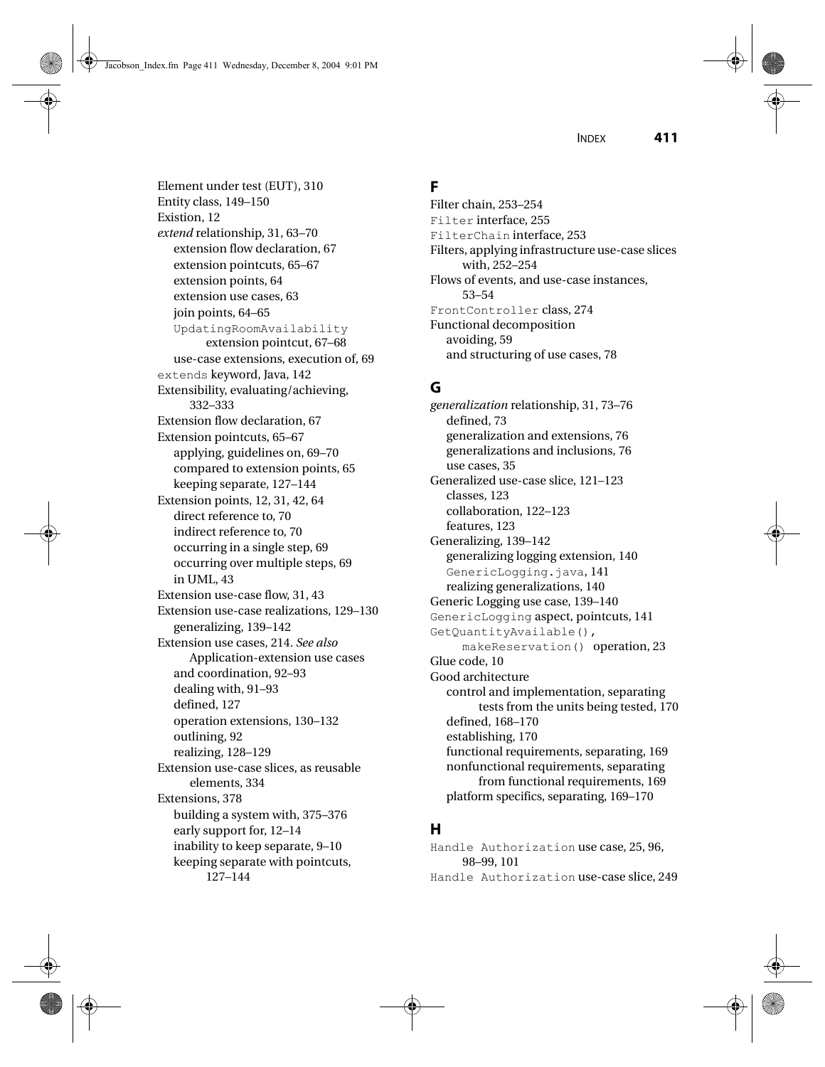Element under test (EUT), 310
Entity class, 149–150
Existion, 12
*extend* relationship, 31, 63–70
  extension flow declaration, 67
  extension pointcuts, 65–67
  extension points, 64
  extension use cases, 63
  join points, 64–65
  `UpdatingRoomAvailability` extension pointcut, 67–68
  use-case extensions, execution of, 69
`extends` keyword, Java, 142
Extensibility, evaluating/achieving, 332–333
Extension flow declaration, 67
Extension pointcuts, 65–67
  applying, guidelines on, 69–70
  compared to extension points, 65
  keeping separate, 127–144
Extension points, 12, 31, 42, 64
  direct reference to, 70
  indirect reference to, 70
  occurring in a single step, 69
  occurring over multiple steps, 69
  in UML, 43
Extension use-case flow, 31, 43
Extension use-case realizations, 129–130
  generalizing, 139–142
Extension use cases, 214. *See also* Application-extension use cases
  and coordination, 92–93
  dealing with, 91–93
  defined, 127
  operation extensions, 130–132
  outlining, 92
  realizing, 128–129
Extension use-case slices, as reusable elements, 334
Extensions, 378
  building a system with, 375–376
  early support for, 12–14
  inability to keep separate, 9–10
  keeping separate with pointcuts, 127–144

## F

Filter chain, 253–254
`Filter` interface, 255
`FilterChain` interface, 253
Filters, applying infrastructure use-case slices with, 252–254
Flows of events, and use-case instances, 53–54
`FrontController` class, 274
Functional decomposition
  avoiding, 59
  and structuring of use cases, 78

## G

*generalization* relationship, 31, 73–76
  defined, 73
  generalization and extensions, 76
  generalizations and inclusions, 76
  use cases, 35
Generalized use-case slice, 121–123
  classes, 123
  collaboration, 122–123
  features, 123
Generalizing, 139–142
  generalizing logging extension, 140
  `GenericLogging.java`, 141
  realizing generalizations, 140
Generic Logging use case, 139–140
`GenericLogging` aspect, pointcuts, 141
`GetQuantityAvailable()`, `makeReservation()` operation, 23
Glue code, 10
Good architecture
  control and implementation, separating tests from the units being tested, 170
  defined, 168–170
  establishing, 170
  functional requirements, separating, 169
  nonfunctional requirements, separating from functional requirements, 169
  platform specifics, separating, 169–170

## H

`Handle Authorization` use case, 25, 96, 98–99, 101
`Handle Authorization` use-case slice, 249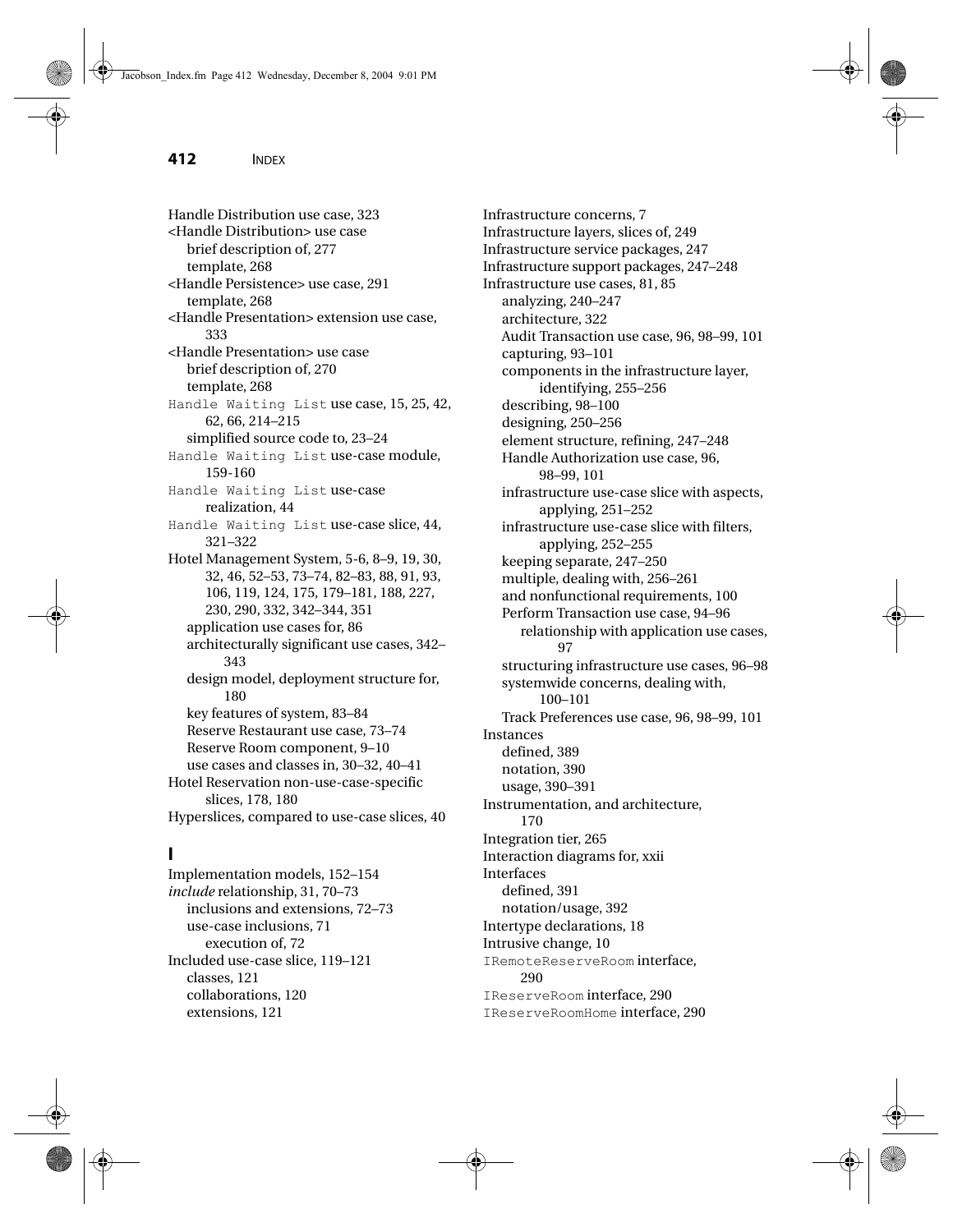Handle Distribution use case, 323
<Handle Distribution> use case
  brief description of, 277
  template, 268
<Handle Persistence> use case, 291
  template, 268
<Handle Presentation> extension use case, 333
<Handle Presentation> use case
  brief description of, 270
  template, 268
`Handle Waiting List` use case, 15, 25, 42, 62, 66, 214–215
  simplified source code to, 23–24
`Handle Waiting List` use-case module, 159-160
`Handle Waiting List` use-case realization, 44
`Handle Waiting List` use-case slice, 44, 321–322
Hotel Management System, 5-6, 8–9, 19, 30, 32, 46, 52–53, 73–74, 82–83, 88, 91, 93, 106, 119, 124, 175, 179–181, 188, 227, 230, 290, 332, 342–344, 351
  application use cases for, 86
  architecturally significant use cases, 342–343
  design model, deployment structure for, 180
  key features of system, 83–84
  Reserve Restaurant use case, 73–74
  Reserve Room component, 9–10
  use cases and classes in, 30–32, 40–41
Hotel Reservation non-use-case-specific slices, 178, 180
Hyperslices, compared to use-case slices, 40

## I

Implementation models, 152–154
*include* relationship, 31, 70–73
  inclusions and extensions, 72–73
  use-case inclusions, 71
    execution of, 72
Included use-case slice, 119–121
  classes, 121
  collaborations, 120
  extensions, 121
Infrastructure concerns, 7
Infrastructure layers, slices of, 249
Infrastructure service packages, 247
Infrastructure support packages, 247–248
Infrastructure use cases, 81, 85
  analyzing, 240–247
  architecture, 322
  Audit Transaction use case, 96, 98–99, 101
  capturing, 93–101
  components in the infrastructure layer, identifying, 255–256
  describing, 98–100
  designing, 250–256
  element structure, refining, 247–248
  Handle Authorization use case, 96, 98–99, 101
  infrastructure use-case slice with aspects, applying, 251–252
  infrastructure use-case slice with filters, applying, 252–255
  keeping separate, 247–250
  multiple, dealing with, 256–261
  and nonfunctional requirements, 100
  Perform Transaction use case, 94–96
    relationship with application use cases, 97
  structuring infrastructure use cases, 96–98
  systemwide concerns, dealing with, 100–101
  Track Preferences use case, 96, 98–99, 101
Instances
  defined, 389
  notation, 390
  usage, 390–391
Instrumentation, and architecture, 170
Integration tier, 265
Interaction diagrams for, xxii
Interfaces
  defined, 391
  notation/usage, 392
Intertype declarations, 18
Intrusive change, 10
`IRemoteReserveRoom` interface, 290
`IReserveRoom` interface, 290
`IReserveRoomHome` interface, 290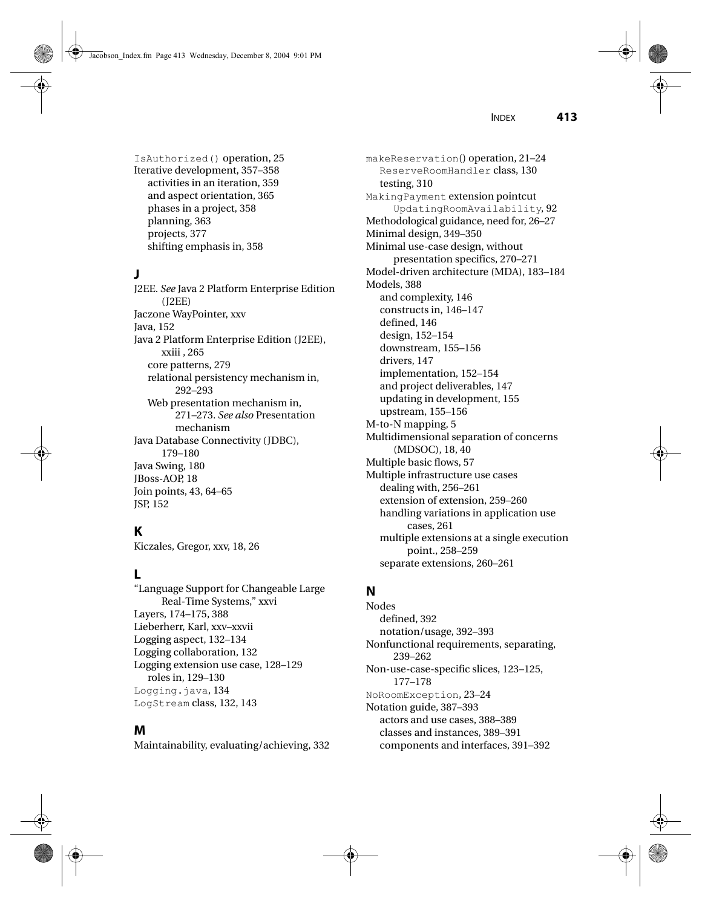IsAuthorized() operation, 25
Iterative development, 357–358
  activities in an iteration, 359
  and aspect orientation, 365
  phases in a project, 358
  planning, 363
  projects, 377
  shifting emphasis in, 358

## J

J2EE. *See* Java 2 Platform Enterprise Edition (J2EE)
Jaczone WayPointer, xxv
Java, 152
Java 2 Platform Enterprise Edition (J2EE), xxiii , 265
  core patterns, 279
  relational persistency mechanism in, 292–293
  Web presentation mechanism in, 271–273. *See also* Presentation mechanism
Java Database Connectivity (JDBC), 179–180
Java Swing, 180
JBoss-AOP, 18
Join points, 43, 64–65
JSP, 152

## K

Kiczales, Gregor, xxv, 18, 26

## L

"Language Support for Changeable Large Real-Time Systems," xxvi
Layers, 174–175, 388
Lieberherr, Karl, xxv–xxvii
Logging aspect, 132–134
Logging collaboration, 132
Logging extension use case, 128–129
  roles in, 129–130
Logging.java, 134
LogStream class, 132, 143

## M

Maintainability, evaluating/achieving, 332
makeReservation() operation, 21–24
  ReserveRoomHandler class, 130
  testing, 310
MakingPayment extension pointcut UpdatingRoomAvailability, 92
Methodological guidance, need for, 26–27
Minimal design, 349–350
Minimal use-case design, without presentation specifics, 270–271
Model-driven architecture (MDA), 183–184
Models, 388
  and complexity, 146
  constructs in, 146–147
  defined, 146
  design, 152–154
  downstream, 155–156
  drivers, 147
  implementation, 152–154
  and project deliverables, 147
  updating in development, 155
  upstream, 155–156
M-to-N mapping, 5
Multidimensional separation of concerns (MDSOC), 18, 40
Multiple basic flows, 57
Multiple infrastructure use cases
  dealing with, 256–261
  extension of extension, 259–260
  handling variations in application use cases, 261
  multiple extensions at a single execution point., 258–259
  separate extensions, 260–261

## N

Nodes
  defined, 392
  notation/usage, 392–393
Nonfunctional requirements, separating, 239–262
Non-use-case-specific slices, 123–125, 177–178
NoRoomException, 23–24
Notation guide, 387–393
  actors and use cases, 388–389
  classes and instances, 389–391
  components and interfaces, 391–392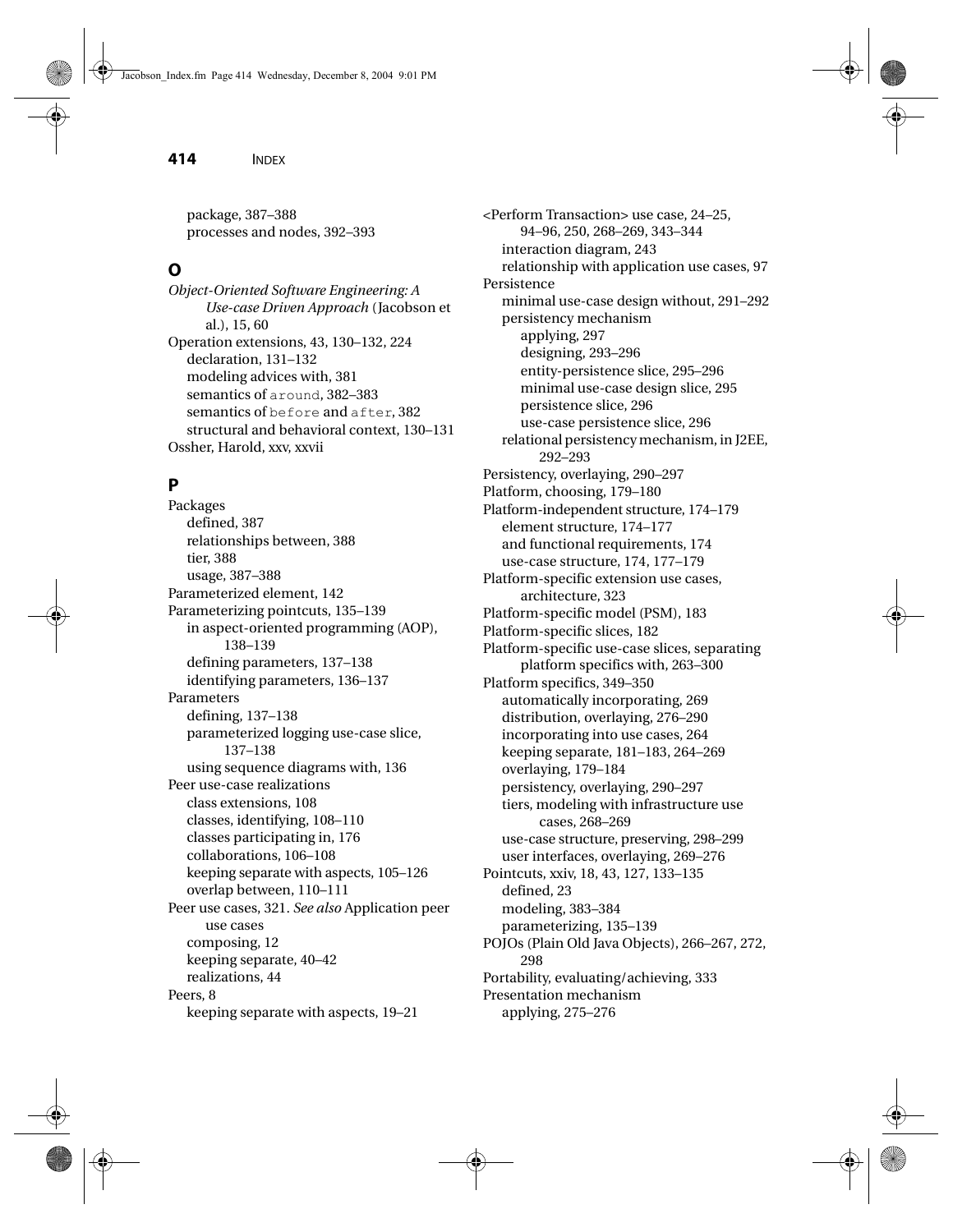package, 387–388
processes and nodes, 392–393

## O

*Object-Oriented Software Engineering: A Use-case Driven Approach* (Jacobson et al.), 15, 60
Operation extensions, 43, 130–132, 224
  declaration, 131–132
  modeling advices with, 381
  semantics of `around`, 382–383
  semantics of `before` and `after`, 382
  structural and behavioral context, 130–131
Ossher, Harold, xxv, xxvii

## P

Packages
  defined, 387
  relationships between, 388
  tier, 388
  usage, 387–388
Parameterized element, 142
Parameterizing pointcuts, 135–139
  in aspect-oriented programming (AOP), 138–139
  defining parameters, 137–138
  identifying parameters, 136–137
Parameters
  defining, 137–138
  parameterized logging use-case slice, 137–138
  using sequence diagrams with, 136
Peer use-case realizations
  class extensions, 108
  classes, identifying, 108–110
  classes participating in, 176
  collaborations, 106–108
  keeping separate with aspects, 105–126
  overlap between, 110–111
Peer use cases, 321. *See also* Application peer use cases
  composing, 12
  keeping separate, 40–42
  realizations, 44
Peers, 8
  keeping separate with aspects, 19–21
<Perform Transaction> use case, 24–25, 94–96, 250, 268–269, 343–344
  interaction diagram, 243
  relationship with application use cases, 97
Persistence
  minimal use-case design without, 291–292
  persistency mechanism
    applying, 297
    designing, 293–296
    entity-persistence slice, 295–296
    minimal use-case design slice, 295
    persistence slice, 296
    use-case persistence slice, 296
  relational persistency mechanism, in J2EE, 292–293
Persistency, overlaying, 290–297
Platform, choosing, 179–180
Platform-independent structure, 174–179
  element structure, 174–177
  and functional requirements, 174
  use-case structure, 174, 177–179
Platform-specific extension use cases, architecture, 323
Platform-specific model (PSM), 183
Platform-specific slices, 182
Platform-specific use-case slices, separating platform specifics with, 263–300
Platform specifics, 349–350
  automatically incorporating, 269
  distribution, overlaying, 276–290
  incorporating into use cases, 264
  keeping separate, 181–183, 264–269
  overlaying, 179–184
  persistency, overlaying, 290–297
  tiers, modeling with infrastructure use cases, 268–269
  use-case structure, preserving, 298–299
  user interfaces, overlaying, 269–276
Pointcuts, xxiv, 18, 43, 127, 133–135
  defined, 23
  modeling, 383–384
  parameterizing, 135–139
POJOs (Plain Old Java Objects), 266–267, 272, 298
Portability, evaluating/achieving, 333
Presentation mechanism
  applying, 275–276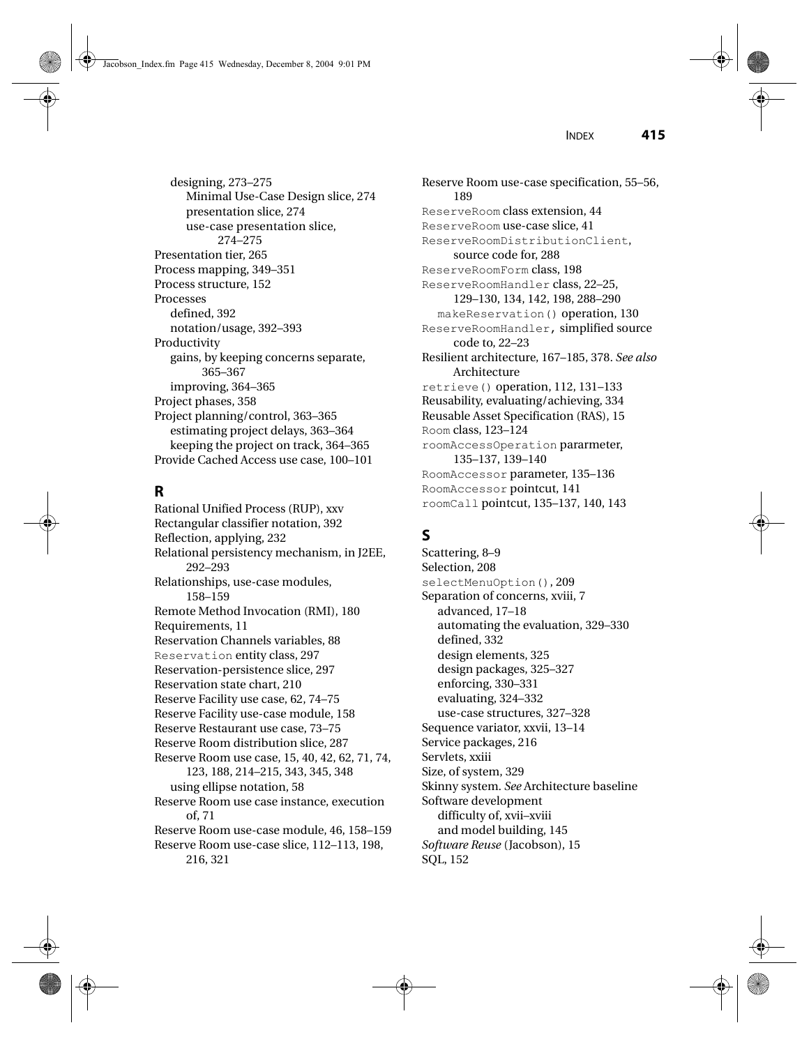designing, 273–275
    Minimal Use-Case Design slice, 274
    presentation slice, 274
    use-case presentation slice, 274–275
Presentation tier, 265
Process mapping, 349–351
Process structure, 152
Processes
    defined, 392
    notation/usage, 392–393
Productivity
    gains, by keeping concerns separate, 365–367
    improving, 364–365
Project phases, 358
Project planning/control, 363–365
    estimating project delays, 363–364
    keeping the project on track, 364–365
Provide Cached Access use case, 100–101

## R

Rational Unified Process (RUP), xxv
Rectangular classifier notation, 392
Reflection, applying, 232
Relational persistency mechanism, in J2EE, 292–293
Relationships, use-case modules, 158–159
Remote Method Invocation (RMI), 180
Requirements, 11
Reservation Channels variables, 88
`Reservation` entity class, 297
Reservation-persistence slice, 297
Reservation state chart, 210
Reserve Facility use case, 62, 74–75
Reserve Facility use-case module, 158
Reserve Restaurant use case, 73–75
Reserve Room distribution slice, 287
Reserve Room use case, 15, 40, 42, 62, 71, 74, 123, 188, 214–215, 343, 345, 348
    using ellipse notation, 58
Reserve Room use case instance, execution of, 71
Reserve Room use-case module, 46, 158–159
Reserve Room use-case slice, 112–113, 198, 216, 321
Reserve Room use-case specification, 55–56, 189
`ReserveRoom` class extension, 44
`ReserveRoom` use-case slice, 41
`ReserveRoomDistributionClient`, source code for, 288
`ReserveRoomForm` class, 198
`ReserveRoomHandler` class, 22–25, 129–130, 134, 142, 198, 288–290
    `makeReservation()` operation, 130
`ReserveRoomHandler`, simplified source code to, 22–23
Resilient architecture, 167–185, 378. *See also* Architecture
`retrieve()` operation, 112, 131–133
Reusability, evaluating/achieving, 334
Reusable Asset Specification (RAS), 15
`Room` class, 123–124
`roomAccessOperation` pararmeter, 135–137, 139–140
`RoomAccessor` parameter, 135–136
`RoomAccessor` pointcut, 141
`roomCall` pointcut, 135–137, 140, 143

## S

Scattering, 8–9
Selection, 208
`selectMenuOption()`, 209
Separation of concerns, xviii, 7
    advanced, 17–18
    automating the evaluation, 329–330
    defined, 332
    design elements, 325
    design packages, 325–327
    enforcing, 330–331
    evaluating, 324–332
    use-case structures, 327–328
Sequence variator, xxvii, 13–14
Service packages, 216
Servlets, xxiii
Size, of system, 329
Skinny system. *See* Architecture baseline
Software development
    difficulty of, xvii–xviii
    and model building, 145
*Software Reuse* (Jacobson), 15
SQL, 152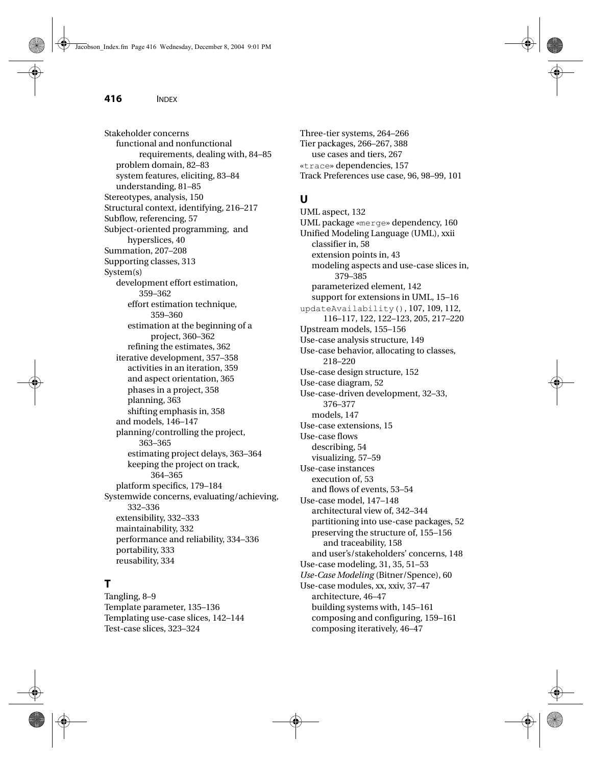Stakeholder concerns
- functional and nonfunctional requirements, dealing with, 84–85
- problem domain, 82–83
- system features, eliciting, 83–84
- understanding, 81–85

Stereotypes, analysis, 150
Structural context, identifying, 216–217
Subflow, referencing, 57
Subject-oriented programming, and hyperslices, 40
Summation, 207–208
Supporting classes, 313
System(s)
- development effort estimation, 359–362
  - effort estimation technique, 359–360
  - estimation at the beginning of a project, 360–362
  - refining the estimates, 362
- iterative development, 357–358
  - activities in an iteration, 359
  - and aspect orientation, 365
  - phases in a project, 358
  - planning, 363
  - shifting emphasis in, 358
- and models, 146–147
- planning/controlling the project, 363–365
  - estimating project delays, 363–364
  - keeping the project on track, 364–365
- platform specifics, 179–184

Systemwide concerns, evaluating/achieving, 332–336
- extensibility, 332–333
- maintainability, 332
- performance and reliability, 334–336
- portability, 333
- reusability, 334

## T

Tangling, 8–9
Template parameter, 135–136
Templating use-case slices, 142–144
Test-case slices, 323–324
Three-tier systems, 264–266
Tier packages, 266–267, 388
- use cases and tiers, 267

«`trace`» dependencies, 157
Track Preferences use case, 96, 98–99, 101

## U

UML aspect, 132
UML package «`merge`» dependency, 160
Unified Modeling Language (UML), xxii
- classifier in, 58
- extension points in, 43
- modeling aspects and use-case slices in, 379–385
- parameterized element, 142
- support for extensions in UML, 15–16

`updateAvailability()`, 107, 109, 112, 116–117, 122, 122–123, 205, 217–220
Upstream models, 155–156
Use-case analysis structure, 149
Use-case behavior, allocating to classes, 218–220
Use-case design structure, 152
Use-case diagram, 52
Use-case-driven development, 32–33, 376–377
- models, 147

Use-case extensions, 15
Use-case flows
- describing, 54
- visualizing, 57–59

Use-case instances
- execution of, 53
- and flows of events, 53–54

Use-case model, 147–148
- architectural view of, 342–344
- partitioning into use-case packages, 52
- preserving the structure of, 155–156
  - and traceability, 158
- and user's/stakeholders' concerns, 148

Use-case modeling, 31, 35, 51–53
*Use-Case Modeling* (Bitner/Spence), 60
Use-case modules, xx, xxiv, 37–47
- architecture, 46–47
- building systems with, 145–161
- composing and configuring, 159–161
- composing iteratively, 46–47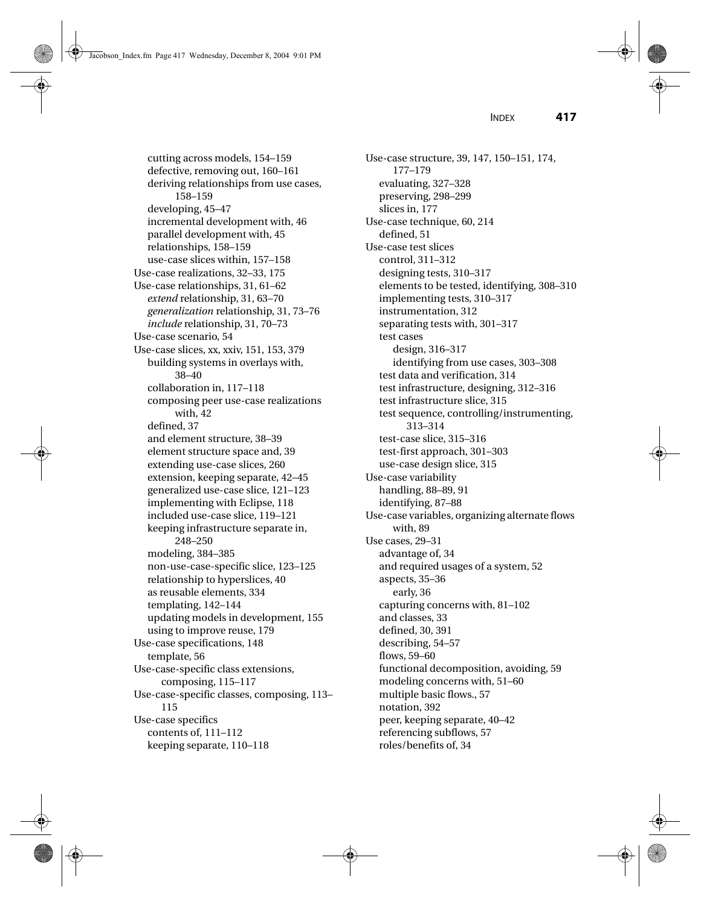cutting across models, 154–159
defective, removing out, 160–161
deriving relationships from use cases, 158–159
developing, 45–47
incremental development with, 46
parallel development with, 45
relationships, 158–159
use-case slices within, 157–158

Use-case realizations, 32–33, 175

Use-case relationships, 31, 61–62
*extend* relationship, 31, 63–70
*generalization* relationship, 31, 73–76
*include* relationship, 31, 70–73

Use-case scenario, 54

Use-case slices, xx, xxiv, 151, 153, 379
building systems in overlays with, 38–40
collaboration in, 117–118
composing peer use-case realizations with, 42
defined, 37
and element structure, 38–39
element structure space and, 39
extending use-case slices, 260
extension, keeping separate, 42–45
generalized use-case slice, 121–123
implementing with Eclipse, 118
included use-case slice, 119–121
keeping infrastructure separate in, 248–250
modeling, 384–385
non-use-case-specific slice, 123–125
relationship to hyperslices, 40
as reusable elements, 334
templating, 142–144
updating models in development, 155
using to improve reuse, 179

Use-case specifications, 148
template, 56

Use-case-specific class extensions, composing, 115–117

Use-case-specific classes, composing, 113–115

Use-case specifics
contents of, 111–112
keeping separate, 110–118

Use-case structure, 39, 147, 150–151, 174, 177–179
evaluating, 327–328
preserving, 298–299
slices in, 177

Use-case technique, 60, 214
defined, 51

Use-case test slices
control, 311–312
designing tests, 310–317
elements to be tested, identifying, 308–310
implementing tests, 310–317
instrumentation, 312
separating tests with, 301–317
test cases
design, 316–317
identifying from use cases, 303–308
test data and verification, 314
test infrastructure, designing, 312–316
test infrastructure slice, 315
test sequence, controlling/instrumenting, 313–314
test-case slice, 315–316
test-first approach, 301–303
use-case design slice, 315

Use-case variability
handling, 88–89, 91
identifying, 87–88

Use-case variables, organizing alternate flows with, 89

Use cases, 29–31
advantage of, 34
and required usages of a system, 52
aspects, 35–36
early, 36
capturing concerns with, 81–102
and classes, 33
defined, 30, 391
describing, 54–57
flows, 59–60
functional decomposition, avoiding, 59
modeling concerns with, 51–60
multiple basic flows., 57
notation, 392
peer, keeping separate, 40–42
referencing subflows, 57
roles/benefits of, 34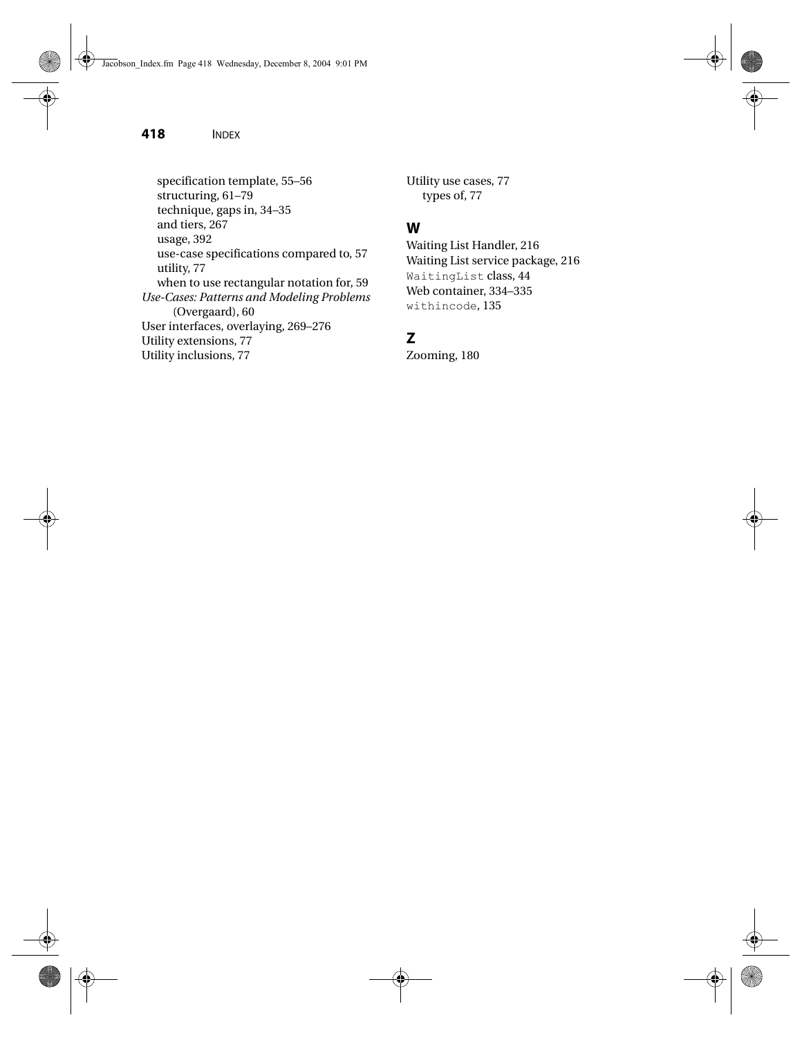specification template, 55–56
structuring, 61–79
technique, gaps in, 34–35
and tiers, 267
usage, 392
use-case specifications compared to, 57
utility, 77
when to use rectangular notation for, 59

*Use-Cases: Patterns and Modeling Problems* (Overgaard), 60
User interfaces, overlaying, 269–276
Utility extensions, 77
Utility inclusions, 77
Utility use cases, 77
types of, 77

## W

Waiting List Handler, 216
Waiting List service package, 216
`WaitingList` class, 44
Web container, 334–335
`withincode`, 135

## Z

Zooming, 180